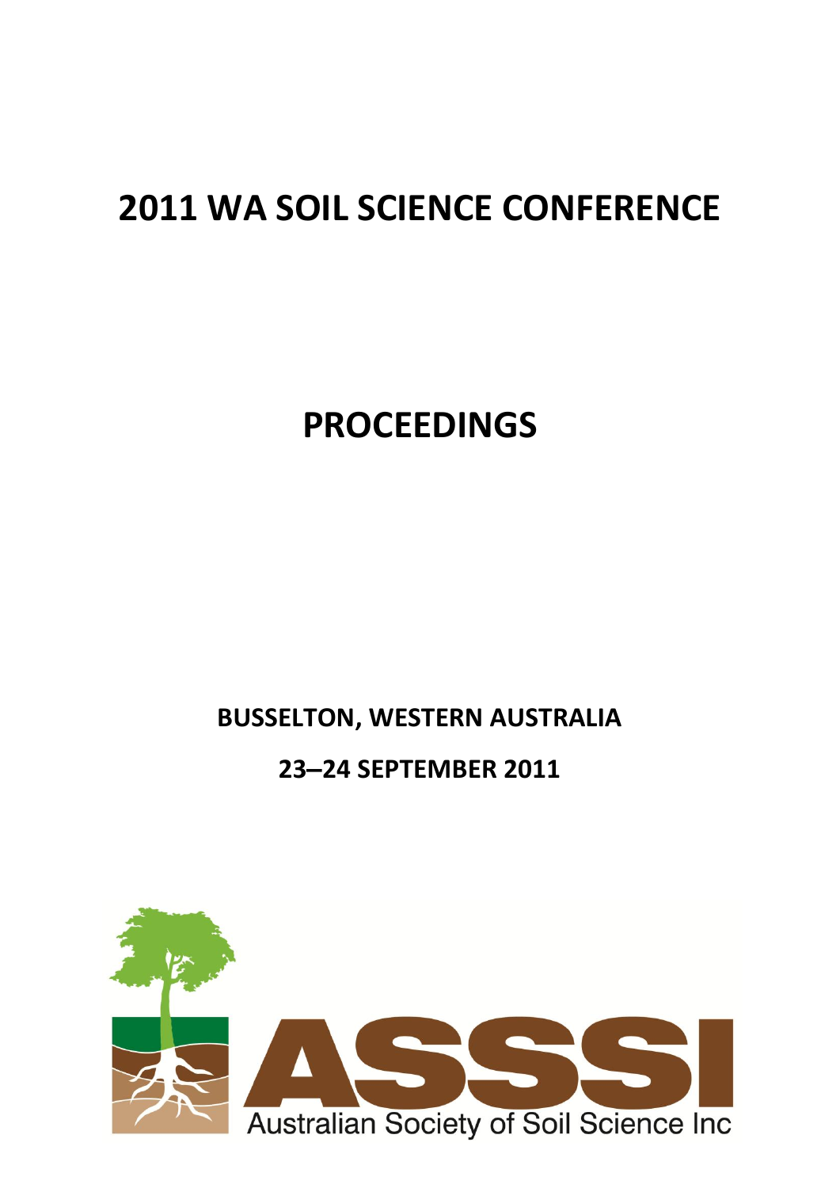# 2011 WA SOIL SCIENCE CONFERENCE

# PROCEEDINGS

**BUSSELTON, WESTERN AUSTRALIA**

**23–24 SEPTEMBER 2011**

ASSSI

Australian Society of Soil Science Inc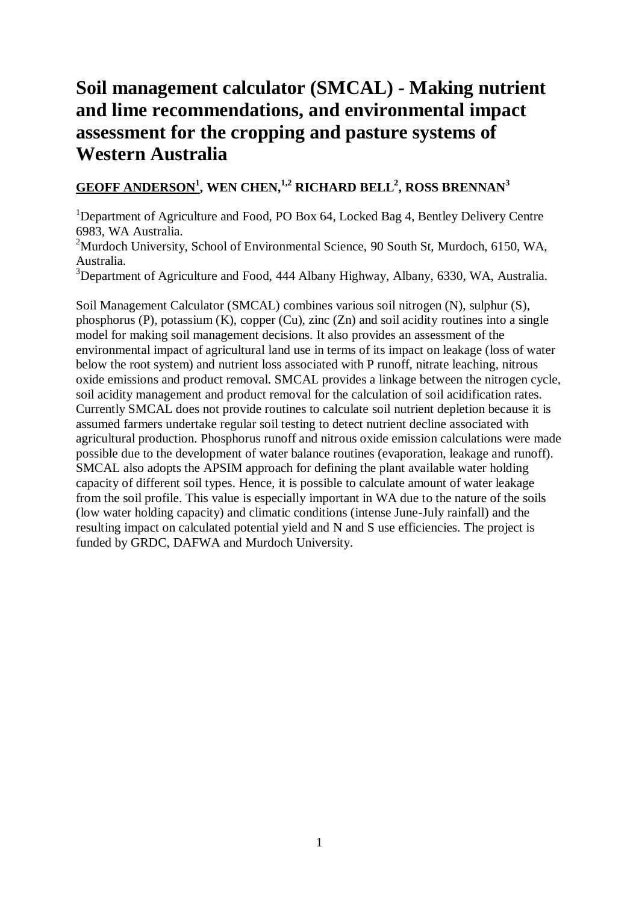# Soil management calculator (SMCAL) - Making nutrient and lime recommendations, and environmental impact assessment for the cropping and pasture systems of Western Australia

**<u>GEOFF ANDERSON[1]</u>, WEN CHEN,[1,2] RICHARD BELL[2], ROSS BRENNAN[3]**

[1]Department of Agriculture and Food, PO Box 64, Locked Bag 4, Bentley Delivery Centre 6983, WA Australia.
[2]Murdoch University, School of Environmental Science, 90 South St, Murdoch, 6150, WA, Australia.
[3]Department of Agriculture and Food, 444 Albany Highway, Albany, 6330, WA, Australia.

Soil Management Calculator (SMCAL) combines various soil nitrogen (N), sulphur (S), phosphorus (P), potassium (K), copper (Cu), zinc (Zn) and soil acidity routines into a single model for making soil management decisions. It also provides an assessment of the environmental impact of agricultural land use in terms of its impact on leakage (loss of water below the root system) and nutrient loss associated with P runoff, nitrate leaching, nitrous oxide emissions and product removal. SMCAL provides a linkage between the nitrogen cycle, soil acidity management and product removal for the calculation of soil acidification rates. Currently SMCAL does not provide routines to calculate soil nutrient depletion because it is assumed farmers undertake regular soil testing to detect nutrient decline associated with agricultural production. Phosphorus runoff and nitrous oxide emission calculations were made possible due to the development of water balance routines (evaporation, leakage and runoff). SMCAL also adopts the APSIM approach for defining the plant available water holding capacity of different soil types. Hence, it is possible to calculate amount of water leakage from the soil profile. This value is especially important in WA due to the nature of the soils (low water holding capacity) and climatic conditions (intense June-July rainfall) and the resulting impact on calculated potential yield and N and S use efficiencies. The project is funded by GRDC, DAFWA and Murdoch University.